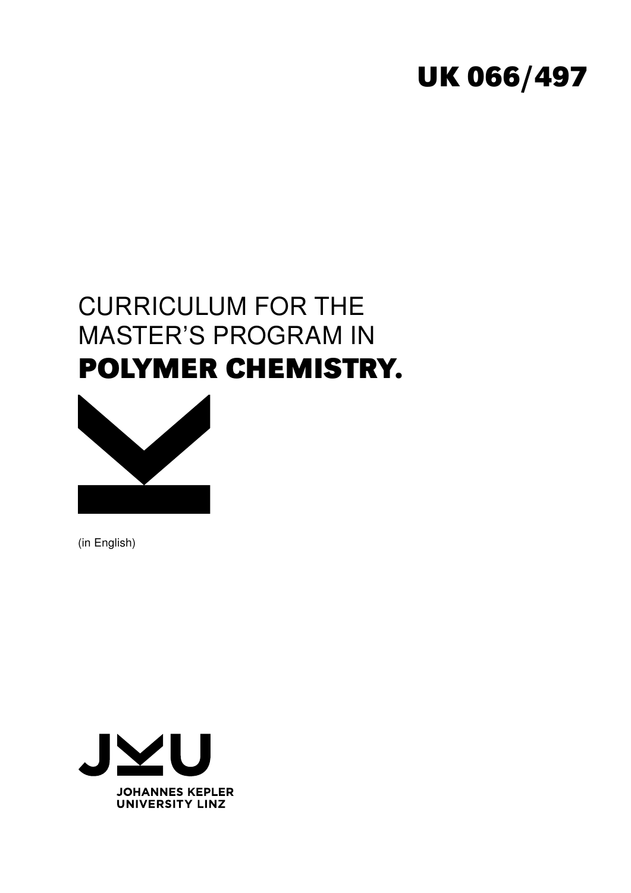UK 066/497

# CURRICULUM FOR THE MASTER'S PROGRAM IN **POLYMER CHEMISTRY.**

(in English)

JOHANNES KEPLER UNIVERSITY LINZ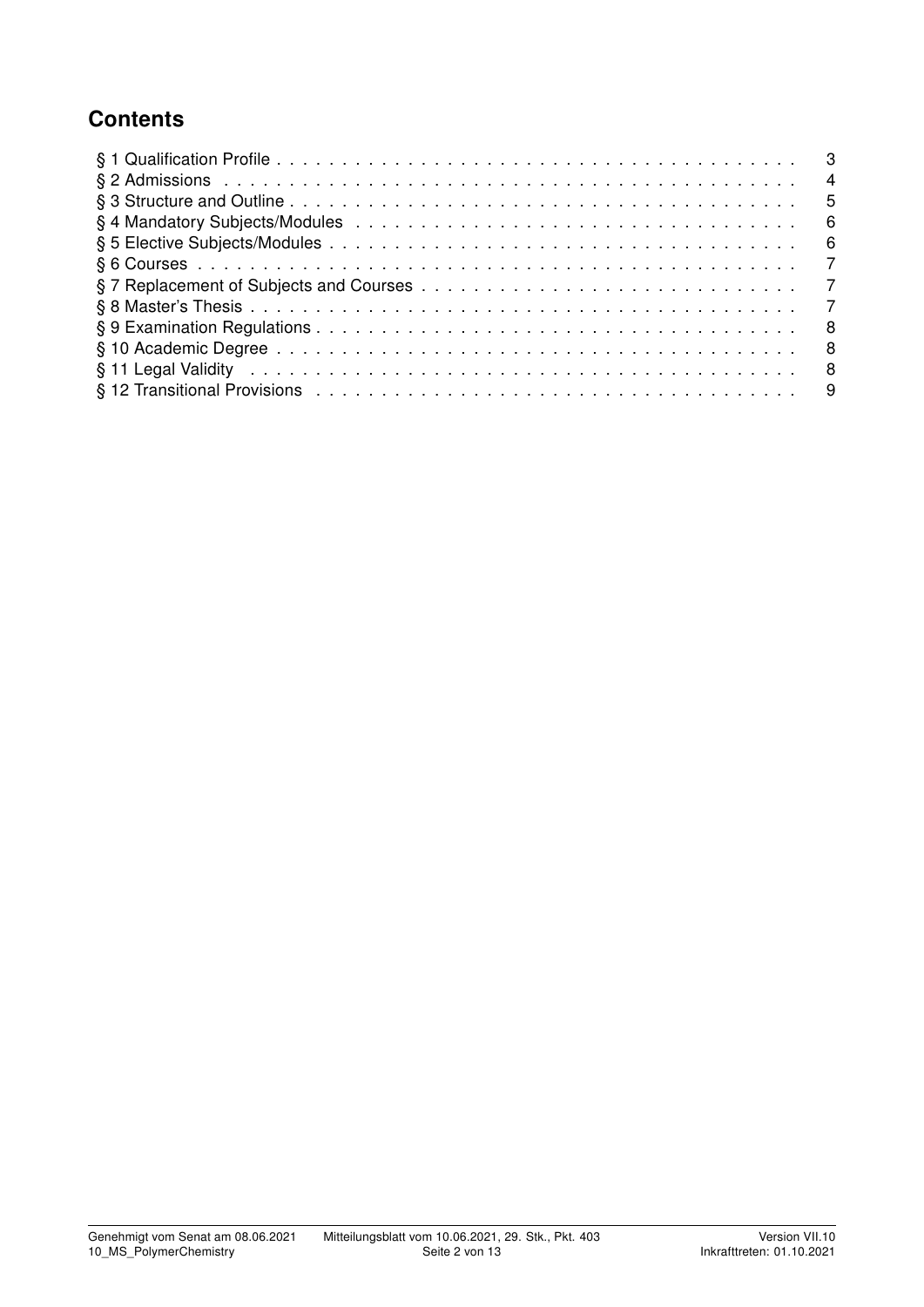## Contents

| | |
|---|---|
| § 1 Qualification Profile | 3 |
| § 2 Admissions | 4 |
| § 3 Structure and Outline | 5 |
| § 4 Mandatory Subjects/Modules | 6 |
| § 5 Elective Subjects/Modules | 6 |
| § 6 Courses | 7 |
| § 7 Replacement of Subjects and Courses | 7 |
| § 8 Master's Thesis | 7 |
| § 9 Examination Regulations | 8 |
| § 10 Academic Degree | 8 |
| § 11 Legal Validity | 8 |
| § 12 Transitional Provisions | 9 |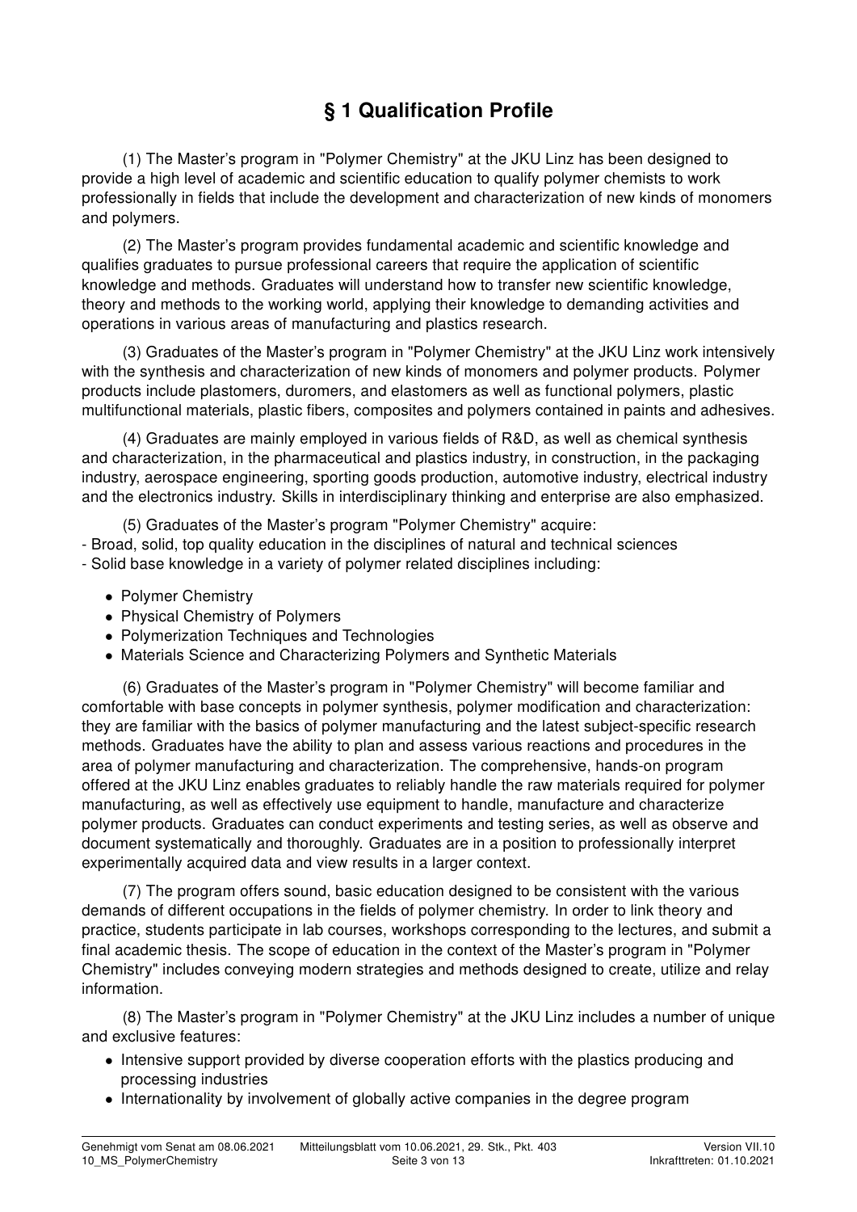# § 1 Qualification Profile

(1) The Master's program in "Polymer Chemistry" at the JKU Linz has been designed to provide a high level of academic and scientific education to qualify polymer chemists to work professionally in fields that include the development and characterization of new kinds of monomers and polymers.

(2) The Master's program provides fundamental academic and scientific knowledge and qualifies graduates to pursue professional careers that require the application of scientific knowledge and methods. Graduates will understand how to transfer new scientific knowledge, theory and methods to the working world, applying their knowledge to demanding activities and operations in various areas of manufacturing and plastics research.

(3) Graduates of the Master's program in "Polymer Chemistry" at the JKU Linz work intensively with the synthesis and characterization of new kinds of monomers and polymer products. Polymer products include plastomers, duromers, and elastomers as well as functional polymers, plastic multifunctional materials, plastic fibers, composites and polymers contained in paints and adhesives.

(4) Graduates are mainly employed in various fields of R&D, as well as chemical synthesis and characterization, in the pharmaceutical and plastics industry, in construction, in the packaging industry, aerospace engineering, sporting goods production, automotive industry, electrical industry and the electronics industry. Skills in interdisciplinary thinking and enterprise are also emphasized.

(5) Graduates of the Master's program "Polymer Chemistry" acquire:
- Broad, solid, top quality education in the disciplines of natural and technical sciences
- Solid base knowledge in a variety of polymer related disciplines including:

  - Polymer Chemistry
  - Physical Chemistry of Polymers
  - Polymerization Techniques and Technologies
  - Materials Science and Characterizing Polymers and Synthetic Materials

(6) Graduates of the Master's program in "Polymer Chemistry" will become familiar and comfortable with base concepts in polymer synthesis, polymer modification and characterization: they are familiar with the basics of polymer manufacturing and the latest subject-specific research methods. Graduates have the ability to plan and assess various reactions and procedures in the area of polymer manufacturing and characterization. The comprehensive, hands-on program offered at the JKU Linz enables graduates to reliably handle the raw materials required for polymer manufacturing, as well as effectively use equipment to handle, manufacture and characterize polymer products. Graduates can conduct experiments and testing series, as well as observe and document systematically and thoroughly. Graduates are in a position to professionally interpret experimentally acquired data and view results in a larger context.

(7) The program offers sound, basic education designed to be consistent with the various demands of different occupations in the fields of polymer chemistry. In order to link theory and practice, students participate in lab courses, workshops corresponding to the lectures, and submit a final academic thesis. The scope of education in the context of the Master's program in "Polymer Chemistry" includes conveying modern strategies and methods designed to create, utilize and relay information.

(8) The Master's program in "Polymer Chemistry" at the JKU Linz includes a number of unique and exclusive features:

- Intensive support provided by diverse cooperation efforts with the plastics producing and processing industries
- Internationality by involvement of globally active companies in the degree program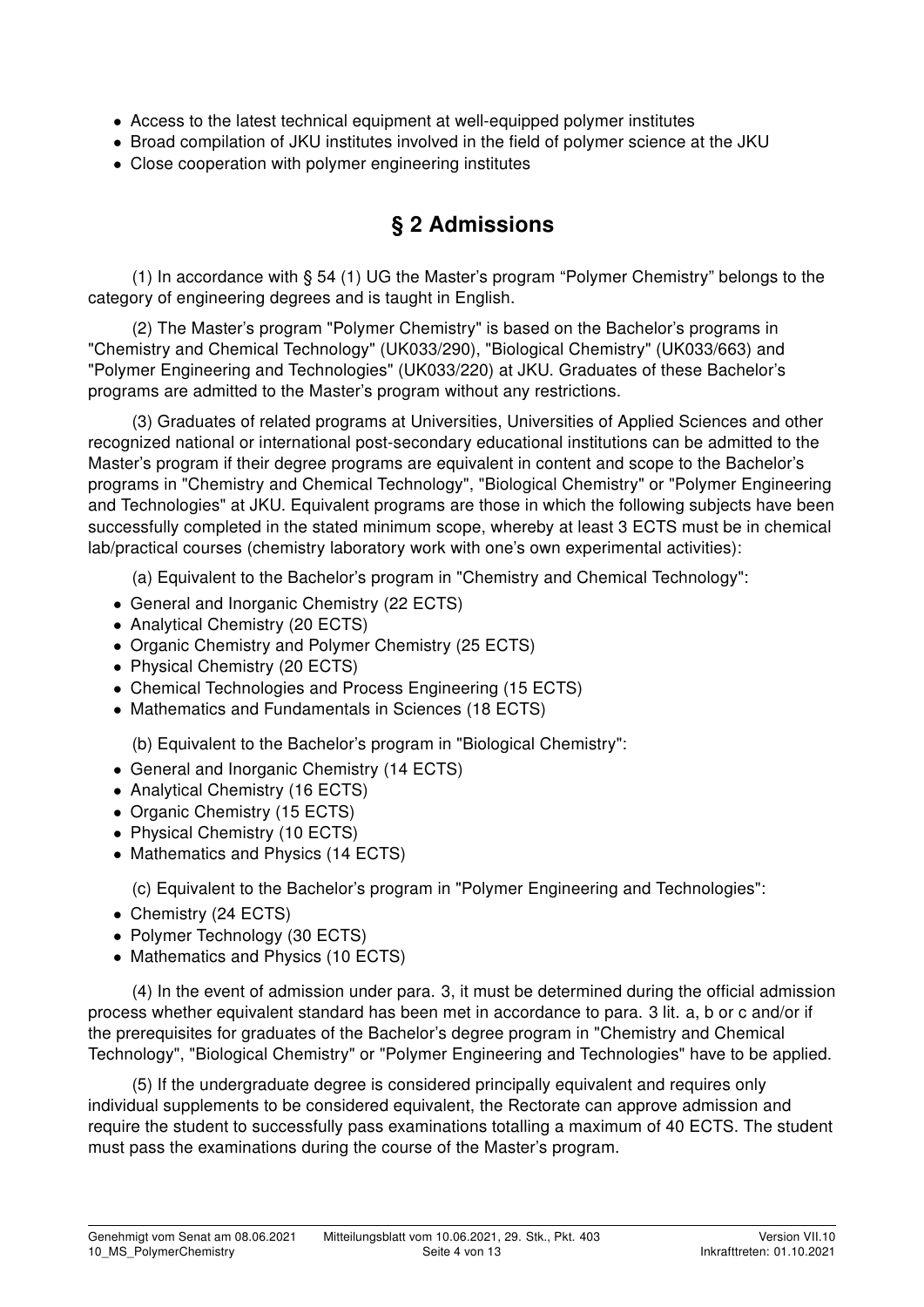- Access to the latest technical equipment at well-equipped polymer institutes
- Broad compilation of JKU institutes involved in the field of polymer science at the JKU
- Close cooperation with polymer engineering institutes

## § 2 Admissions

(1) In accordance with § 54 (1) UG the Master's program "Polymer Chemistry" belongs to the category of engineering degrees and is taught in English.

(2) The Master's program "Polymer Chemistry" is based on the Bachelor's programs in "Chemistry and Chemical Technology" (UK033/290), "Biological Chemistry" (UK033/663) and "Polymer Engineering and Technologies" (UK033/220) at JKU. Graduates of these Bachelor's programs are admitted to the Master's program without any restrictions.

(3) Graduates of related programs at Universities, Universities of Applied Sciences and other recognized national or international post-secondary educational institutions can be admitted to the Master's program if their degree programs are equivalent in content and scope to the Bachelor's programs in "Chemistry and Chemical Technology", "Biological Chemistry" or "Polymer Engineering and Technologies" at JKU. Equivalent programs are those in which the following subjects have been successfully completed in the stated minimum scope, whereby at least 3 ECTS must be in chemical lab/practical courses (chemistry laboratory work with one's own experimental activities):

(a) Equivalent to the Bachelor's program in "Chemistry and Chemical Technology":

- General and Inorganic Chemistry (22 ECTS)
- Analytical Chemistry (20 ECTS)
- Organic Chemistry and Polymer Chemistry (25 ECTS)
- Physical Chemistry (20 ECTS)
- Chemical Technologies and Process Engineering (15 ECTS)
- Mathematics and Fundamentals in Sciences (18 ECTS)

(b) Equivalent to the Bachelor's program in "Biological Chemistry":

- General and Inorganic Chemistry (14 ECTS)
- Analytical Chemistry (16 ECTS)
- Organic Chemistry (15 ECTS)
- Physical Chemistry (10 ECTS)
- Mathematics and Physics (14 ECTS)

(c) Equivalent to the Bachelor's program in "Polymer Engineering and Technologies":

- Chemistry (24 ECTS)
- Polymer Technology (30 ECTS)
- Mathematics and Physics (10 ECTS)

(4) In the event of admission under para. 3, it must be determined during the official admission process whether equivalent standard has been met in accordance to para. 3 lit. a, b or c and/or if the prerequisites for graduates of the Bachelor's degree program in "Chemistry and Chemical Technology", "Biological Chemistry" or "Polymer Engineering and Technologies" have to be applied.

(5) If the undergraduate degree is considered principally equivalent and requires only individual supplements to be considered equivalent, the Rectorate can approve admission and require the student to successfully pass examinations totalling a maximum of 40 ECTS. The student must pass the examinations during the course of the Master's program.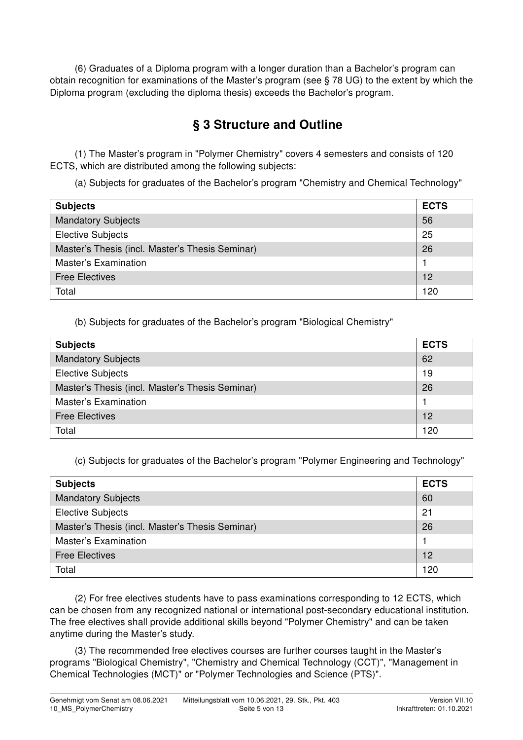(6) Graduates of a Diploma program with a longer duration than a Bachelor's program can obtain recognition for examinations of the Master's program (see § 78 UG) to the extent by which the Diploma program (excluding the diploma thesis) exceeds the Bachelor's program.

## § 3 Structure and Outline

(1) The Master's program in "Polymer Chemistry" covers 4 semesters and consists of 120 ECTS, which are distributed among the following subjects:

(a) Subjects for graduates of the Bachelor's program "Chemistry and Chemical Technology"

| Subjects | ECTS |
|---|---|
| Mandatory Subjects | 56 |
| Elective Subjects | 25 |
| Master's Thesis (incl. Master's Thesis Seminar) | 26 |
| Master's Examination | 1 |
| Free Electives | 12 |
| Total | 120 |

(b) Subjects for graduates of the Bachelor's program "Biological Chemistry"

| Subjects | ECTS |
|---|---|
| Mandatory Subjects | 62 |
| Elective Subjects | 19 |
| Master's Thesis (incl. Master's Thesis Seminar) | 26 |
| Master's Examination | 1 |
| Free Electives | 12 |
| Total | 120 |

(c) Subjects for graduates of the Bachelor's program "Polymer Engineering and Technology"

| Subjects | ECTS |
|---|---|
| Mandatory Subjects | 60 |
| Elective Subjects | 21 |
| Master's Thesis (incl. Master's Thesis Seminar) | 26 |
| Master's Examination | 1 |
| Free Electives | 12 |
| Total | 120 |

(2) For free electives students have to pass examinations corresponding to 12 ECTS, which can be chosen from any recognized national or international post-secondary educational institution. The free electives shall provide additional skills beyond "Polymer Chemistry" and can be taken anytime during the Master's study.

(3) The recommended free electives courses are further courses taught in the Master's programs "Biological Chemistry", "Chemistry and Chemical Technology (CCT)", "Management in Chemical Technologies (MCT)" or "Polymer Technologies and Science (PTS)".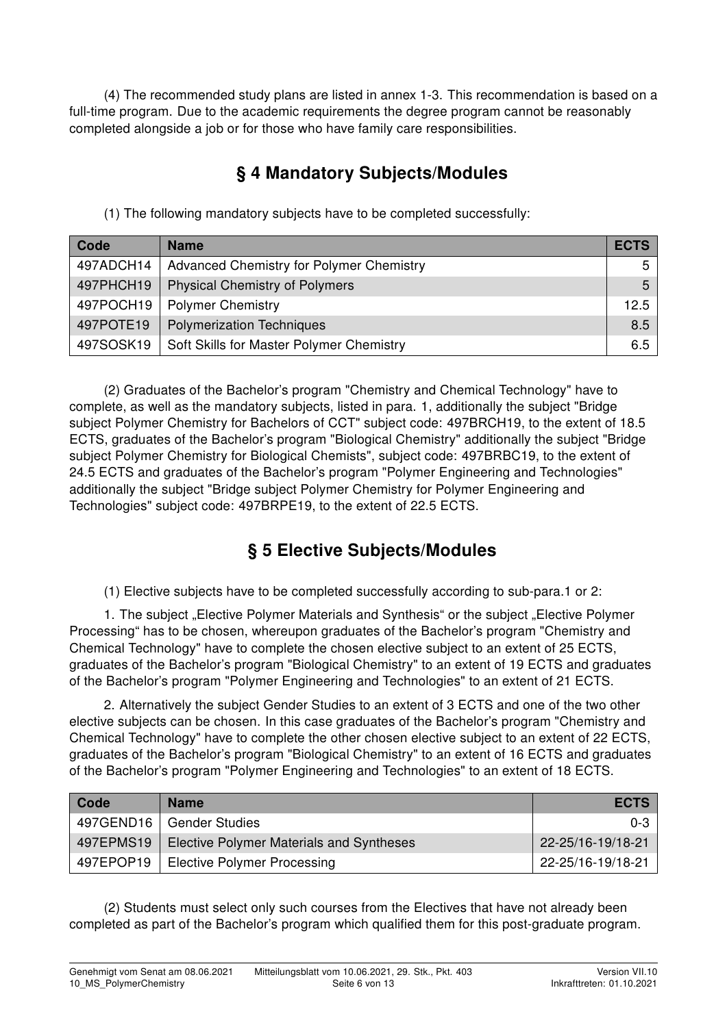(4) The recommended study plans are listed in annex 1-3. This recommendation is based on a full-time program. Due to the academic requirements the degree program cannot be reasonably completed alongside a job or for those who have family care responsibilities.

## § 4 Mandatory Subjects/Modules

(1) The following mandatory subjects have to be completed successfully:

| Code | Name | ECTS |
|---|---|---|
| 497ADCH14 | Advanced Chemistry for Polymer Chemistry | 5 |
| 497PHCH19 | Physical Chemistry of Polymers | 5 |
| 497POCH19 | Polymer Chemistry | 12.5 |
| 497POTE19 | Polymerization Techniques | 8.5 |
| 497SOSK19 | Soft Skills for Master Polymer Chemistry | 6.5 |

(2) Graduates of the Bachelor's program "Chemistry and Chemical Technology" have to complete, as well as the mandatory subjects, listed in para. 1, additionally the subject "Bridge subject Polymer Chemistry for Bachelors of CCT" subject code: 497BRCH19, to the extent of 18.5 ECTS, graduates of the Bachelor's program "Biological Chemistry" additionally the subject "Bridge subject Polymer Chemistry for Biological Chemists", subject code: 497BRBC19, to the extent of 24.5 ECTS and graduates of the Bachelor's program "Polymer Engineering and Technologies" additionally the subject "Bridge subject Polymer Chemistry for Polymer Engineering and Technologies" subject code: 497BRPE19, to the extent of 22.5 ECTS.

## § 5 Elective Subjects/Modules

(1) Elective subjects have to be completed successfully according to sub-para.1 or 2:

1. The subject „Elective Polymer Materials and Synthesis“ or the subject „Elective Polymer Processing“ has to be chosen, whereupon graduates of the Bachelor's program "Chemistry and Chemical Technology" have to complete the chosen elective subject to an extent of 25 ECTS, graduates of the Bachelor's program "Biological Chemistry" to an extent of 19 ECTS and graduates of the Bachelor's program "Polymer Engineering and Technologies" to an extent of 21 ECTS.

2. Alternatively the subject Gender Studies to an extent of 3 ECTS and one of the two other elective subjects can be chosen. In this case graduates of the Bachelor's program "Chemistry and Chemical Technology" have to complete the other chosen elective subject to an extent of 22 ECTS, graduates of the Bachelor's program "Biological Chemistry" to an extent of 16 ECTS and graduates of the Bachelor's program "Polymer Engineering and Technologies" to an extent of 18 ECTS.

| Code | Name | ECTS |
|---|---|---|
| 497GEND16 | Gender Studies | 0-3 |
| 497EPMS19 | Elective Polymer Materials and Syntheses | 22-25/16-19/18-21 |
| 497EPOP19 | Elective Polymer Processing | 22-25/16-19/18-21 |

(2) Students must select only such courses from the Electives that have not already been completed as part of the Bachelor's program which qualified them for this post-graduate program.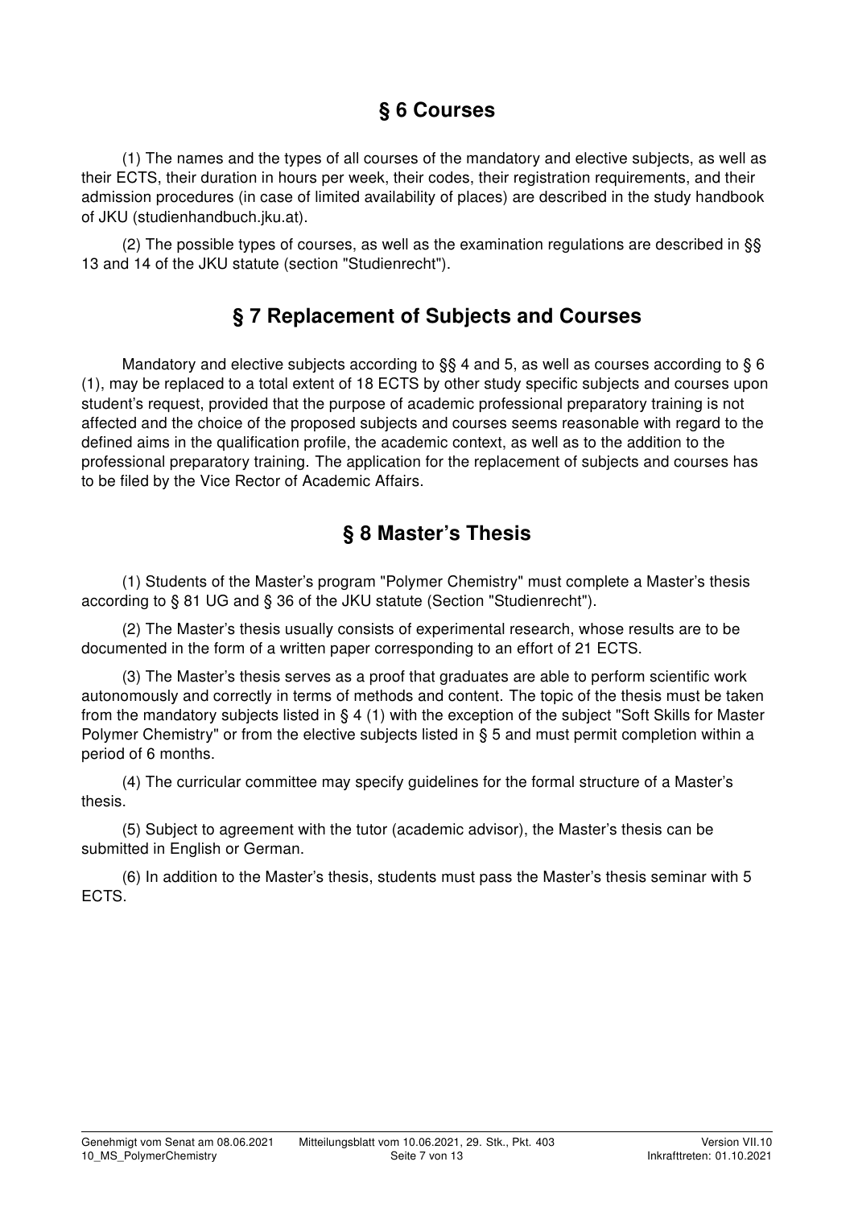## § 6 Courses

(1) The names and the types of all courses of the mandatory and elective subjects, as well as their ECTS, their duration in hours per week, their codes, their registration requirements, and their admission procedures (in case of limited availability of places) are described in the study handbook of JKU (studienhandbuch.jku.at).

(2) The possible types of courses, as well as the examination regulations are described in §§ 13 and 14 of the JKU statute (section "Studienrecht").

## § 7 Replacement of Subjects and Courses

Mandatory and elective subjects according to §§ 4 and 5, as well as courses according to § 6 (1), may be replaced to a total extent of 18 ECTS by other study specific subjects and courses upon student's request, provided that the purpose of academic professional preparatory training is not affected and the choice of the proposed subjects and courses seems reasonable with regard to the defined aims in the qualification profile, the academic context, as well as to the addition to the professional preparatory training. The application for the replacement of subjects and courses has to be filed by the Vice Rector of Academic Affairs.

## § 8 Master's Thesis

(1) Students of the Master's program "Polymer Chemistry" must complete a Master's thesis according to § 81 UG and § 36 of the JKU statute (Section "Studienrecht").

(2) The Master's thesis usually consists of experimental research, whose results are to be documented in the form of a written paper corresponding to an effort of 21 ECTS.

(3) The Master's thesis serves as a proof that graduates are able to perform scientific work autonomously and correctly in terms of methods and content. The topic of the thesis must be taken from the mandatory subjects listed in § 4 (1) with the exception of the subject "Soft Skills for Master Polymer Chemistry" or from the elective subjects listed in § 5 and must permit completion within a period of 6 months.

(4) The curricular committee may specify guidelines for the formal structure of a Master's thesis.

(5) Subject to agreement with the tutor (academic advisor), the Master's thesis can be submitted in English or German.

(6) In addition to the Master's thesis, students must pass the Master's thesis seminar with 5 ECTS.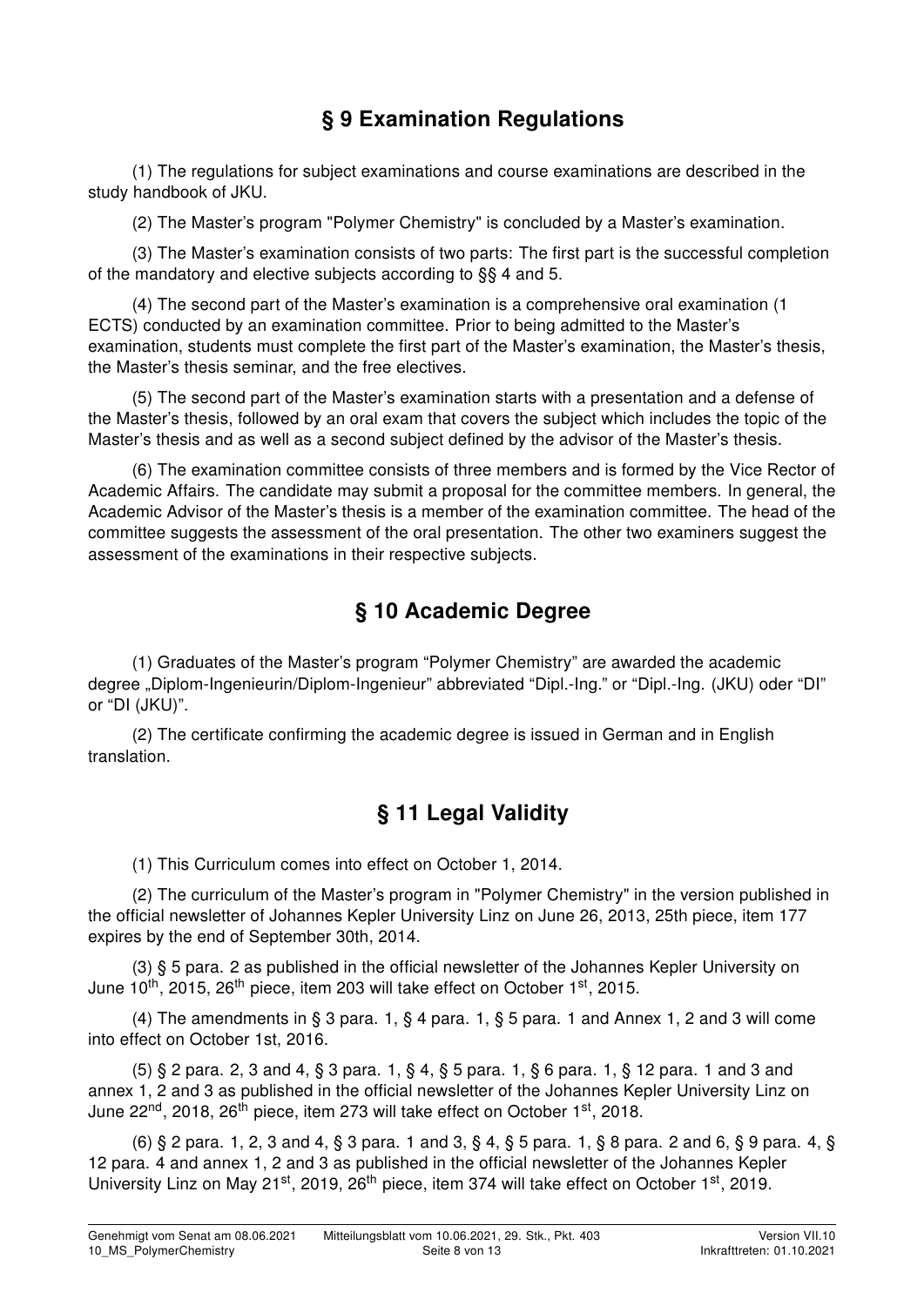## § 9 Examination Regulations

(1) The regulations for subject examinations and course examinations are described in the study handbook of JKU.

(2) The Master's program "Polymer Chemistry" is concluded by a Master's examination.

(3) The Master's examination consists of two parts: The first part is the successful completion of the mandatory and elective subjects according to §§ 4 and 5.

(4) The second part of the Master's examination is a comprehensive oral examination (1 ECTS) conducted by an examination committee. Prior to being admitted to the Master's examination, students must complete the first part of the Master's examination, the Master's thesis, the Master's thesis seminar, and the free electives.

(5) The second part of the Master's examination starts with a presentation and a defense of the Master's thesis, followed by an oral exam that covers the subject which includes the topic of the Master's thesis and as well as a second subject defined by the advisor of the Master's thesis.

(6) The examination committee consists of three members and is formed by the Vice Rector of Academic Affairs. The candidate may submit a proposal for the committee members. In general, the Academic Advisor of the Master's thesis is a member of the examination committee. The head of the committee suggests the assessment of the oral presentation. The other two examiners suggest the assessment of the examinations in their respective subjects.

## § 10 Academic Degree

(1) Graduates of the Master's program "Polymer Chemistry" are awarded the academic degree „Diplom-Ingenieurin/Diplom-Ingenieur" abbreviated "Dipl.-Ing." or "Dipl.-Ing. (JKU) oder "DI" or "DI (JKU)".

(2) The certificate confirming the academic degree is issued in German and in English translation.

## § 11 Legal Validity

(1) This Curriculum comes into effect on October 1, 2014.

(2) The curriculum of the Master's program in "Polymer Chemistry" in the version published in the official newsletter of Johannes Kepler University Linz on June 26, 2013, 25th piece, item 177 expires by the end of September 30th, 2014.

(3) § 5 para. 2 as published in the official newsletter of the Johannes Kepler University on June 10th, 2015, 26th piece, item 203 will take effect on October 1st, 2015.

(4) The amendments in § 3 para. 1, § 4 para. 1, § 5 para. 1 and Annex 1, 2 and 3 will come into effect on October 1st, 2016.

(5) § 2 para. 2, 3 and 4, § 3 para. 1, § 4, § 5 para. 1, § 6 para. 1, § 12 para. 1 and 3 and annex 1, 2 and 3 as published in the official newsletter of the Johannes Kepler University Linz on June 22nd, 2018, 26th piece, item 273 will take effect on October 1st, 2018.

(6) § 2 para. 1, 2, 3 and 4, § 3 para. 1 and 3, § 4, § 5 para. 1, § 8 para. 2 and 6, § 9 para. 4, § 12 para. 4 and annex 1, 2 and 3 as published in the official newsletter of the Johannes Kepler University Linz on May 21st, 2019, 26th piece, item 374 will take effect on October 1st, 2019.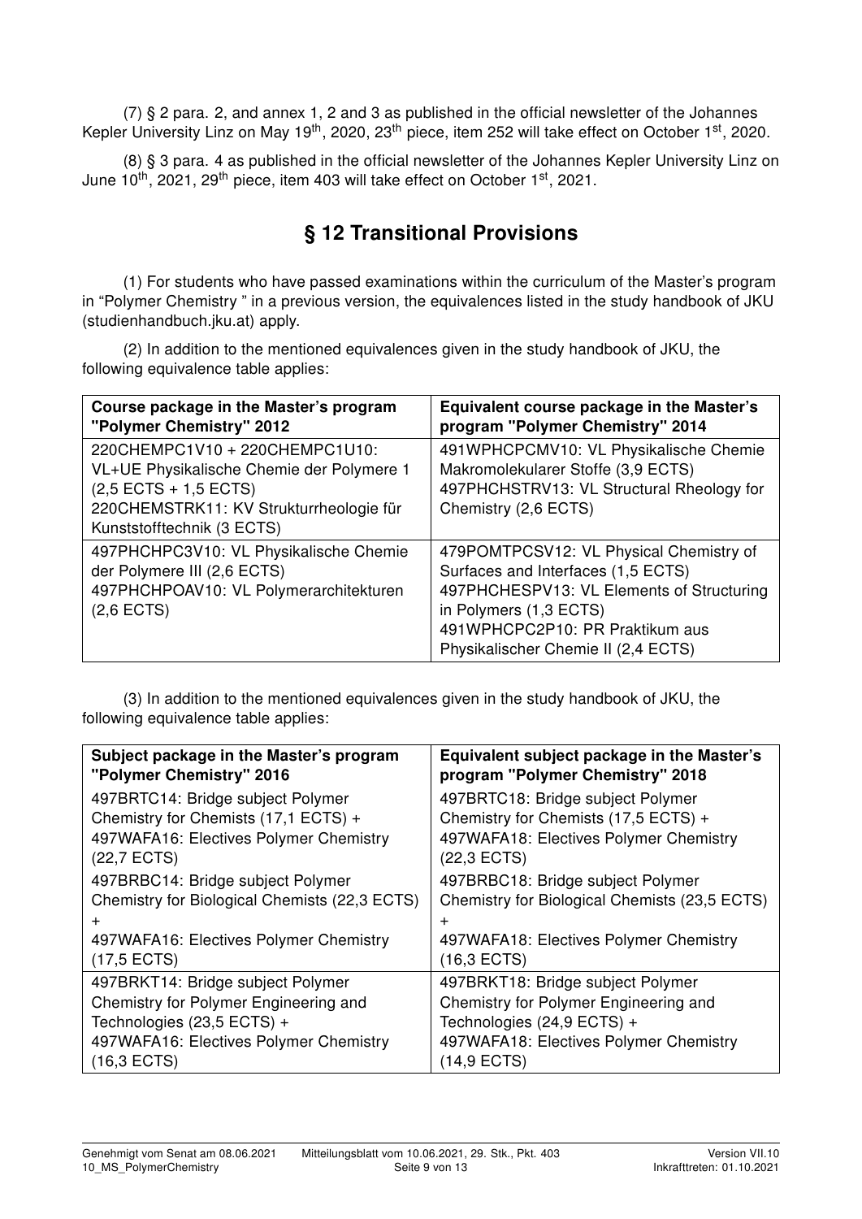(7) § 2 para. 2, and annex 1, 2 and 3 as published in the official newsletter of the Johannes Kepler University Linz on May 19th, 2020, 23th piece, item 252 will take effect on October 1st, 2020.

(8) § 3 para. 4 as published in the official newsletter of the Johannes Kepler University Linz on June 10th, 2021, 29th piece, item 403 will take effect on October 1st, 2021.

## § 12 Transitional Provisions

(1) For students who have passed examinations within the curriculum of the Master's program in "Polymer Chemistry " in a previous version, the equivalences listed in the study handbook of JKU (studienhandbuch.jku.at) apply.

(2) In addition to the mentioned equivalences given in the study handbook of JKU, the following equivalence table applies:

| Course package in the Master's program "Polymer Chemistry" 2012 | Equivalent course package in the Master's program "Polymer Chemistry" 2014 |
|---|---|
| 220CHEMPC1V10 + 220CHEMPC1U10: VL+UE Physikalische Chemie der Polymere 1 (2,5 ECTS + 1,5 ECTS)<br>220CHEMSTRK11: KV Strukturrheologie für Kunststofftechnik (3 ECTS) | 491WPHCPCMV10: VL Physikalische Chemie Makromolekularer Stoffe (3,9 ECTS)<br>497PHCHSTRV13: VL Structural Rheology for Chemistry (2,6 ECTS) |
| 497PHCHPC3V10: VL Physikalische Chemie der Polymere III (2,6 ECTS)<br>497PHCHPOAV10: VL Polymerarchitekturen (2,6 ECTS) | 479POMTPCSV12: VL Physical Chemistry of Surfaces and Interfaces (1,5 ECTS)<br>497PHCHESPV13: VL Elements of Structuring in Polymers (1,3 ECTS)<br>491WPHCPC2P10: PR Praktikum aus Physikalischer Chemie II (2,4 ECTS) |

(3) In addition to the mentioned equivalences given in the study handbook of JKU, the following equivalence table applies:

| Subject package in the Master's program "Polymer Chemistry" 2016 | Equivalent subject package in the Master's program "Polymer Chemistry" 2018 |
|---|---|
| 497BRTC14: Bridge subject Polymer Chemistry for Chemists (17,1 ECTS) + 497WAFA16: Electives Polymer Chemistry (22,7 ECTS) | 497BRTC18: Bridge subject Polymer Chemistry for Chemists (17,5 ECTS) + 497WAFA18: Electives Polymer Chemistry (22,3 ECTS) |
| 497BRBC14: Bridge subject Polymer Chemistry for Biological Chemists (22,3 ECTS) + 497WAFA16: Electives Polymer Chemistry (17,5 ECTS) | 497BRBC18: Bridge subject Polymer Chemistry for Biological Chemists (23,5 ECTS) + 497WAFA18: Electives Polymer Chemistry (16,3 ECTS) |
| 497BRKT14: Bridge subject Polymer Chemistry for Polymer Engineering and Technologies (23,5 ECTS) + 497WAFA16: Electives Polymer Chemistry (16,3 ECTS) | 497BRKT18: Bridge subject Polymer Chemistry for Polymer Engineering and Technologies (24,9 ECTS) + 497WAFA18: Electives Polymer Chemistry (14,9 ECTS) |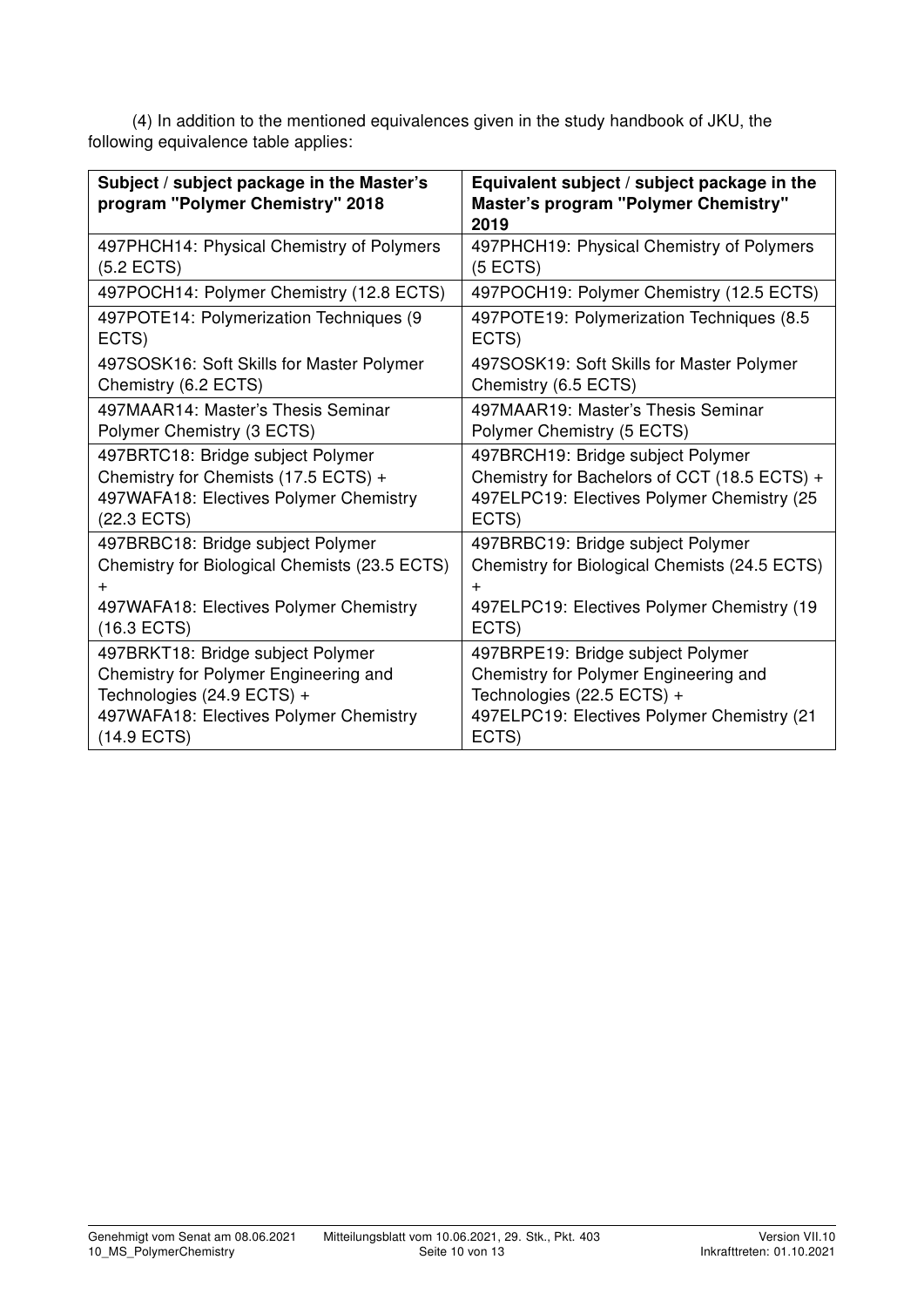(4) In addition to the mentioned equivalences given in the study handbook of JKU, the following equivalence table applies:

| Subject / subject package in the Master's program "Polymer Chemistry" 2018 | Equivalent subject / subject package in the Master's program "Polymer Chemistry" 2019 |
|---|---|
| 497PHCH14: Physical Chemistry of Polymers (5.2 ECTS) | 497PHCH19: Physical Chemistry of Polymers (5 ECTS) |
| 497POCH14: Polymer Chemistry (12.8 ECTS) | 497POCH19: Polymer Chemistry (12.5 ECTS) |
| 497POTE14: Polymerization Techniques (9 ECTS)<br>497SOSK16: Soft Skills for Master Polymer Chemistry (6.2 ECTS) | 497POTE19: Polymerization Techniques (8.5 ECTS)<br>497SOSK19: Soft Skills for Master Polymer Chemistry (6.5 ECTS) |
| 497MAAR14: Master's Thesis Seminar Polymer Chemistry (3 ECTS) | 497MAAR19: Master's Thesis Seminar Polymer Chemistry (5 ECTS) |
| 497BRTC18: Bridge subject Polymer Chemistry for Chemists (17.5 ECTS) + 497WAFA18: Electives Polymer Chemistry (22.3 ECTS) | 497BRCH19: Bridge subject Polymer Chemistry for Bachelors of CCT (18.5 ECTS) + 497ELPC19: Electives Polymer Chemistry (25 ECTS) |
| 497BRBC18: Bridge subject Polymer Chemistry for Biological Chemists (23.5 ECTS) + 497WAFA18: Electives Polymer Chemistry (16.3 ECTS) | 497BRBC19: Bridge subject Polymer Chemistry for Biological Chemists (24.5 ECTS) + 497ELPC19: Electives Polymer Chemistry (19 ECTS) |
| 497BRKT18: Bridge subject Polymer Chemistry for Polymer Engineering and Technologies (24.9 ECTS) + 497WAFA18: Electives Polymer Chemistry (14.9 ECTS) | 497BRPE19: Bridge subject Polymer Chemistry for Polymer Engineering and Technologies (22.5 ECTS) + 497ELPC19: Electives Polymer Chemistry (21 ECTS) |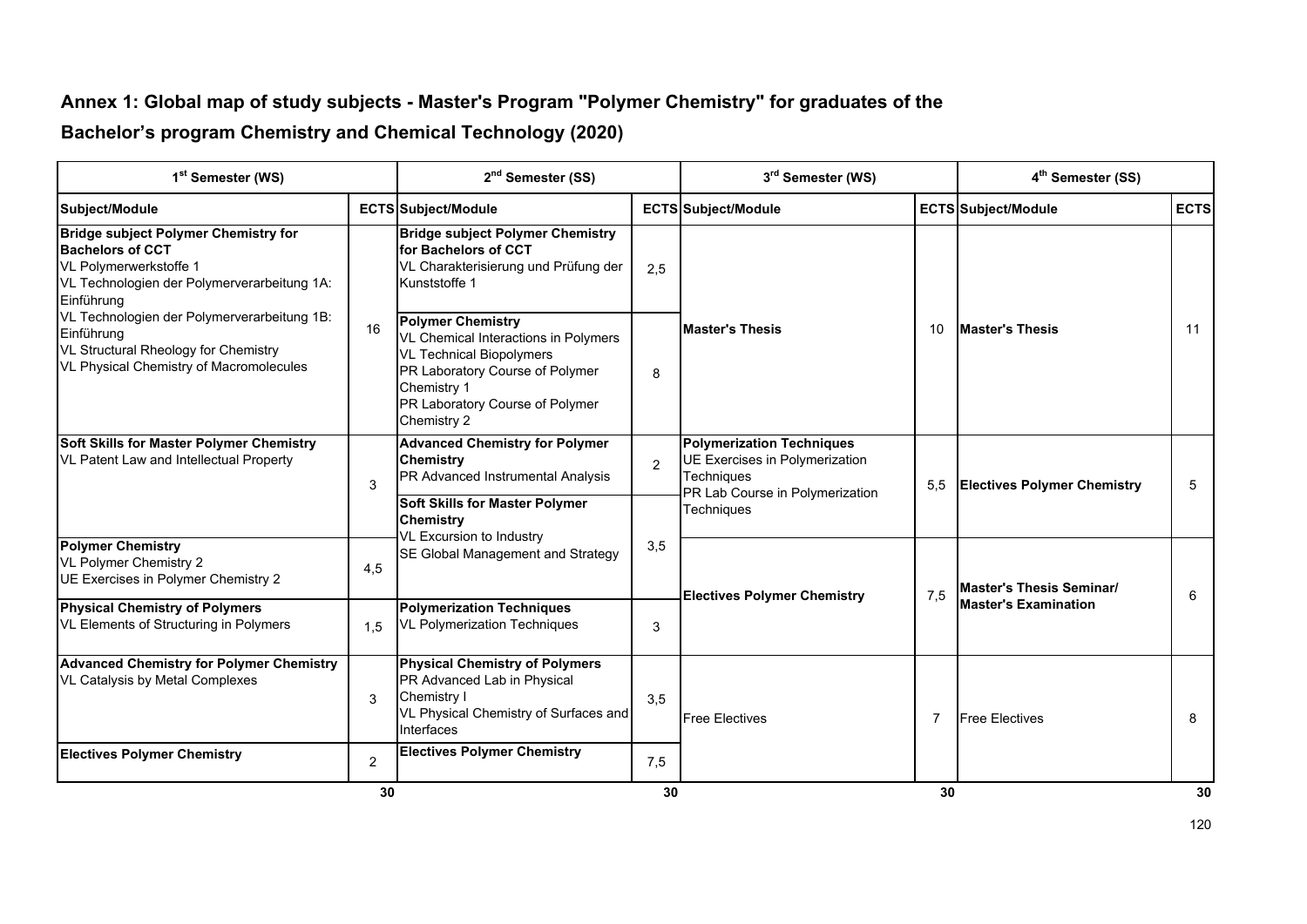## Annex 1: Global map of study subjects - Master's Program "Polymer Chemistry" for graduates of the Bachelor's program Chemistry and Chemical Technology (2020)

| 1[st] Semester (WS) | | 2[nd] Semester (SS) | | 3[rd] Semester (WS) | | 4[th] Semester (SS) | |
|---|---|---|---|---|---|---|---|
| **Subject/Module** | **ECTS** | **Subject/Module** | **ECTS** | **Subject/Module** | **ECTS** | **Subject/Module** | **ECTS** |
| **Bridge subject Polymer Chemistry for Bachelors of CCT**<br>VL Polymerwerkstoffe 1<br>VL Technologien der Polymerverarbeitung 1A: Einführung<br>VL Technologien der Polymerverarbeitung 1B: Einführung<br>VL Structural Rheology for Chemistry<br>VL Physical Chemistry of Macromolecules | 16 | **Bridge subject Polymer Chemistry for Bachelors of CCT**<br>VL Charakterisierung und Prüfung der Kunststoffe 1 | 2,5 | **Master's Thesis** | 10 | **Master's Thesis** | 11 |
| | | **Polymer Chemistry**<br>VL Chemical Interactions in Polymers<br>VL Technical Biopolymers<br>PR Laboratory Course of Polymer Chemistry 1<br>PR Laboratory Course of Polymer Chemistry 2 | 8 | | | | |
| **Soft Skills for Master Polymer Chemistry**<br>VL Patent Law and Intellectual Property | 3 | **Advanced Chemistry for Polymer Chemistry**<br>PR Advanced Instrumental Analysis | 2 | **Polymerization Techniques**<br>UE Exercises in Polymerization Techniques<br>PR Lab Course in Polymerization Techniques | 5,5 | **Electives Polymer Chemistry** | 5 |
| | | **Soft Skills for Master Polymer Chemistry**<br>VL Excursion to Industry<br>SE Global Management and Strategy | 3,5 | | | | |
| **Polymer Chemistry**<br>VL Polymer Chemistry 2<br>UE Exercises in Polymer Chemistry 2 | 4,5 | | | **Electives Polymer Chemistry** | 7,5 | **Master's Thesis Seminar/ Master's Examination** | 6 |
| **Physical Chemistry of Polymers**<br>VL Elements of Structuring in Polymers | 1,5 | **Polymerization Techniques**<br>VL Polymerization Techniques | 3 | | | | |
| **Advanced Chemistry for Polymer Chemistry**<br>VL Catalysis by Metal Complexes | 3 | **Physical Chemistry of Polymers**<br>PR Advanced Lab in Physical Chemistry I<br>VL Physical Chemistry of Surfaces and Interfaces | 3,5 | Free Electives | 7 | Free Electives | 8 |
| **Electives Polymer Chemistry** | 2 | **Electives Polymer Chemistry** | 7,5 | | | | |
| | **30** | | **30** | | **30** | | **30** |

120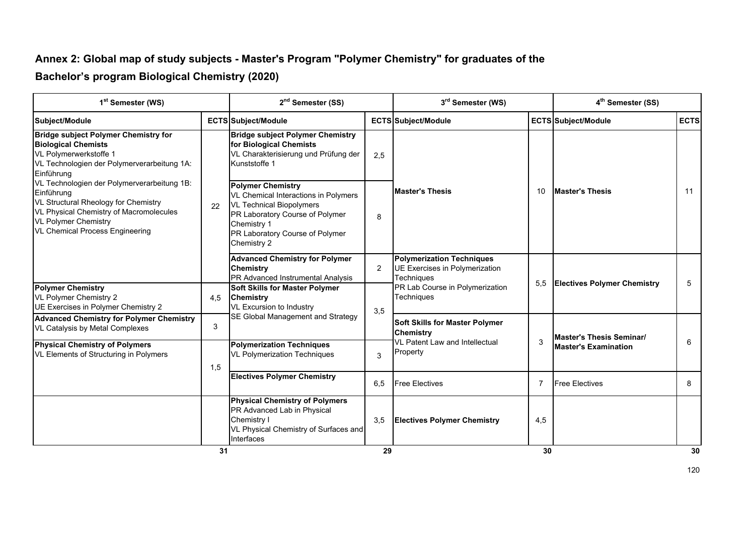## Annex 2: Global map of study subjects - Master's Program "Polymer Chemistry" for graduates of the Bachelor's program Biological Chemistry (2020)

| 1st Semester (WS) | | 2nd Semester (SS) | | 3rd Semester (WS) | | 4th Semester (SS) | |
|---|---|---|---|---|---|---|---|
| **Subject/Module** | **ECTS** | **Subject/Module** | **ECTS** | **Subject/Module** | **ECTS** | **Subject/Module** | **ECTS** |
| **Bridge subject Polymer Chemistry for Biological Chemists**<br>VL Polymerwerkstoffe 1<br>VL Technologien der Polymerverarbeitung 1A: Einführung<br>VL Technologien der Polymerverarbeitung 1B: Einführung<br>VL Structural Rheology for Chemistry<br>VL Physical Chemistry of Macromolecules<br>VL Polymer Chemistry<br>VL Chemical Process Engineering | 22 | **Bridge subject Polymer Chemistry for Biological Chemists**<br>VL Charakterisierung und Prüfung der Kunststoffe 1 | 2,5 | **Master's Thesis** | 10 | **Master's Thesis** | 11 |
| | | **Polymer Chemistry**<br>VL Chemical Interactions in Polymers<br>VL Technical Biopolymers<br>PR Laboratory Course of Polymer Chemistry 1<br>PR Laboratory Course of Polymer Chemistry 2 | 8 | | | | |
| | | **Advanced Chemistry for Polymer Chemistry**<br>PR Advanced Instrumental Analysis | 2 | **Polymerization Techniques**<br>UE Exercises in Polymerization Techniques<br>PR Lab Course in Polymerization Techniques | 5,5 | **Electives Polymer Chemistry** | 5 |
| **Polymer Chemistry**<br>VL Polymer Chemistry 2<br>UE Exercises in Polymer Chemistry 2 | 4,5 | **Soft Skills for Master Polymer Chemistry**<br>VL Excursion to Industry<br>SE Global Management and Strategy | 3,5 | | | | |
| **Advanced Chemistry for Polymer Chemistry**<br>VL Catalysis by Metal Complexes | 3 | | | **Soft Skills for Master Polymer Chemistry**<br>VL Patent Law and Intellectual Property | 3 | **Master's Thesis Seminar/ Master's Examination** | 6 |
| **Physical Chemistry of Polymers**<br>VL Elements of Structuring in Polymers | 1,5 | **Polymerization Techniques**<br>VL Polymerization Techniques | 3 | | | | |
| | | **Electives Polymer Chemistry** | 6,5 | Free Electives | 7 | Free Electives | 8 |
| | | **Physical Chemistry of Polymers**<br>PR Advanced Lab in Physical Chemistry I<br>VL Physical Chemistry of Surfaces and Interfaces | 3,5 | **Electives Polymer Chemistry** | 4,5 | | |
| | **31** | | **29** | | **30** | | **30** |

120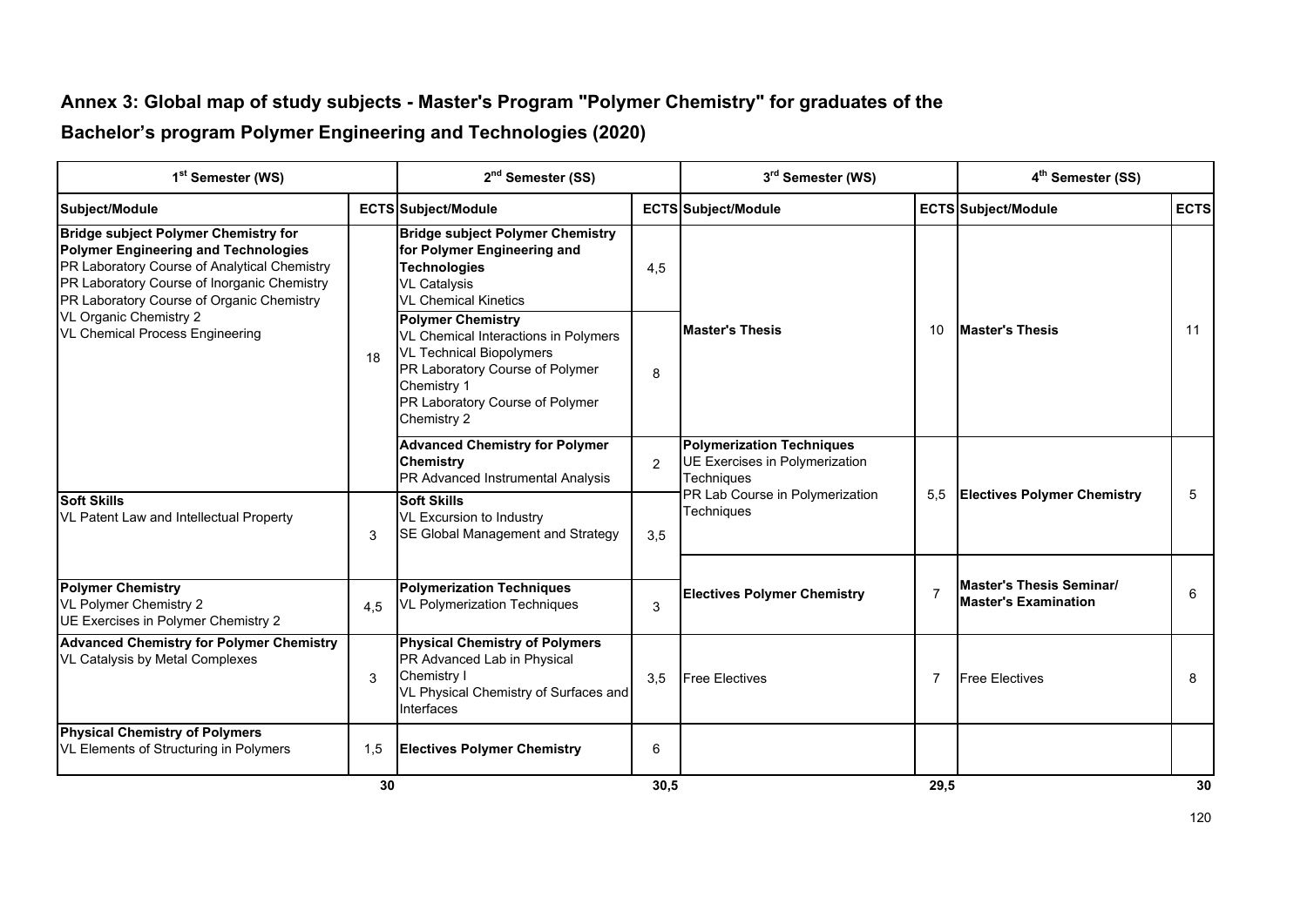## Annex 3: Global map of study subjects - Master's Program "Polymer Chemistry" for graduates of the Bachelor's program Polymer Engineering and Technologies (2020)

| 1st Semester (WS) | | 2nd Semester (SS) | | 3rd Semester (WS) | | 4th Semester (SS) | |
|---|---|---|---|---|---|---|---|
| **Subject/Module** | **ECTS** | **Subject/Module** | **ECTS** | **Subject/Module** | **ECTS** | **Subject/Module** | **ECTS** |
| **Bridge subject Polymer Chemistry for Polymer Engineering and Technologies**<br>PR Laboratory Course of Analytical Chemistry<br>PR Laboratory Course of Inorganic Chemistry<br>PR Laboratory Course of Organic Chemistry<br>VL Organic Chemistry 2<br>VL Chemical Process Engineering | 18 | **Bridge subject Polymer Chemistry for Polymer Engineering and Technologies**<br>VL Catalysis<br>VL Chemical Kinetics | 4,5 | **Master's Thesis** | 10 | **Master's Thesis** | 11 |
| | | **Polymer Chemistry**<br>VL Chemical Interactions in Polymers<br>VL Technical Biopolymers<br>PR Laboratory Course of Polymer Chemistry 1<br>PR Laboratory Course of Polymer Chemistry 2 | 8 | | | | |
| | | **Advanced Chemistry for Polymer Chemistry**<br>PR Advanced Instrumental Analysis | 2 | **Polymerization Techniques**<br>UE Exercises in Polymerization Techniques<br>PR Lab Course in Polymerization Techniques | 5,5 | **Electives Polymer Chemistry** | 5 |
| **Soft Skills**<br>VL Patent Law and Intellectual Property | 3 | **Soft Skills**<br>VL Excursion to Industry<br>SE Global Management and Strategy | 3,5 | | | | |
| **Polymer Chemistry**<br>VL Polymer Chemistry 2<br>UE Exercises in Polymer Chemistry 2 | 4,5 | **Polymerization Techniques**<br>VL Polymerization Techniques | 3 | **Electives Polymer Chemistry** | 7 | **Master's Thesis Seminar/ Master's Examination** | 6 |
| **Advanced Chemistry for Polymer Chemistry**<br>VL Catalysis by Metal Complexes | 3 | **Physical Chemistry of Polymers**<br>PR Advanced Lab in Physical Chemistry I<br>VL Physical Chemistry of Surfaces and Interfaces | 3,5 | Free Electives | 7 | Free Electives | 8 |
| **Physical Chemistry of Polymers**<br>VL Elements of Structuring in Polymers | 1,5 | **Electives Polymer Chemistry** | 6 | | | | |
| | **30** | | **30,5** | | **29,5** | | **30** |

120